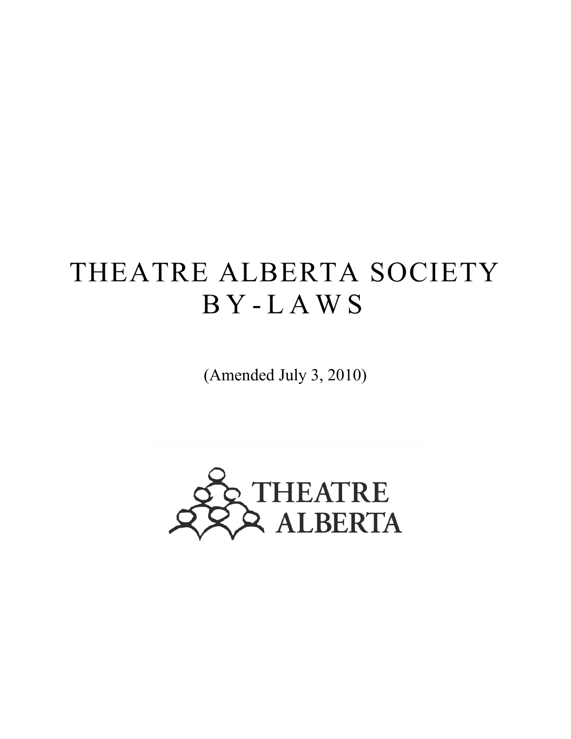# THEATRE ALBERTA SOCIETY BY-LAWS

(Amended July 3, 2010)

THEATRE ALBERTA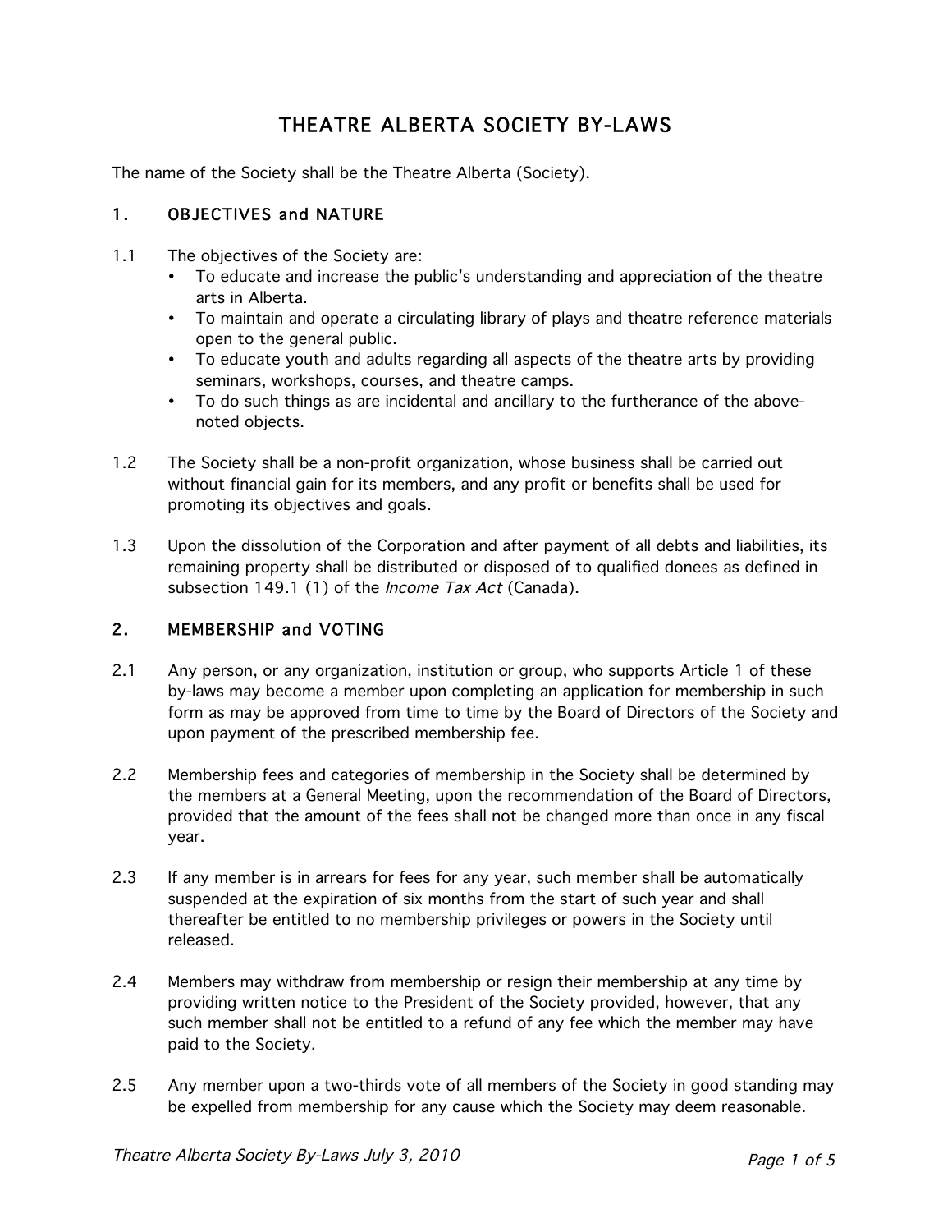# THEATRE ALBERTA SOCIETY BY-LAWS

The name of the Society shall be the Theatre Alberta (Society).

## 1. OBJECTIVES and NATURE

1.1 The objectives of the Society are:

- To educate and increase the public's understanding and appreciation of the theatre arts in Alberta.
- To maintain and operate a circulating library of plays and theatre reference materials open to the general public.
- To educate youth and adults regarding all aspects of the theatre arts by providing seminars, workshops, courses, and theatre camps.
- To do such things as are incidental and ancillary to the furtherance of the above-noted objects.

1.2 The Society shall be a non-profit organization, whose business shall be carried out without financial gain for its members, and any profit or benefits shall be used for promoting its objectives and goals.

1.3 Upon the dissolution of the Corporation and after payment of all debts and liabilities, its remaining property shall be distributed or disposed of to qualified donees as defined in subsection 149.1 (1) of the *Income Tax Act* (Canada).

## 2. MEMBERSHIP and VOTING

2.1 Any person, or any organization, institution or group, who supports Article 1 of these by-laws may become a member upon completing an application for membership in such form as may be approved from time to time by the Board of Directors of the Society and upon payment of the prescribed membership fee.

2.2 Membership fees and categories of membership in the Society shall be determined by the members at a General Meeting, upon the recommendation of the Board of Directors, provided that the amount of the fees shall not be changed more than once in any fiscal year.

2.3 If any member is in arrears for fees for any year, such member shall be automatically suspended at the expiration of six months from the start of such year and shall thereafter be entitled to no membership privileges or powers in the Society until released.

2.4 Members may withdraw from membership or resign their membership at any time by providing written notice to the President of the Society provided, however, that any such member shall not be entitled to a refund of any fee which the member may have paid to the Society.

2.5 Any member upon a two-thirds vote of all members of the Society in good standing may be expelled from membership for any cause which the Society may deem reasonable.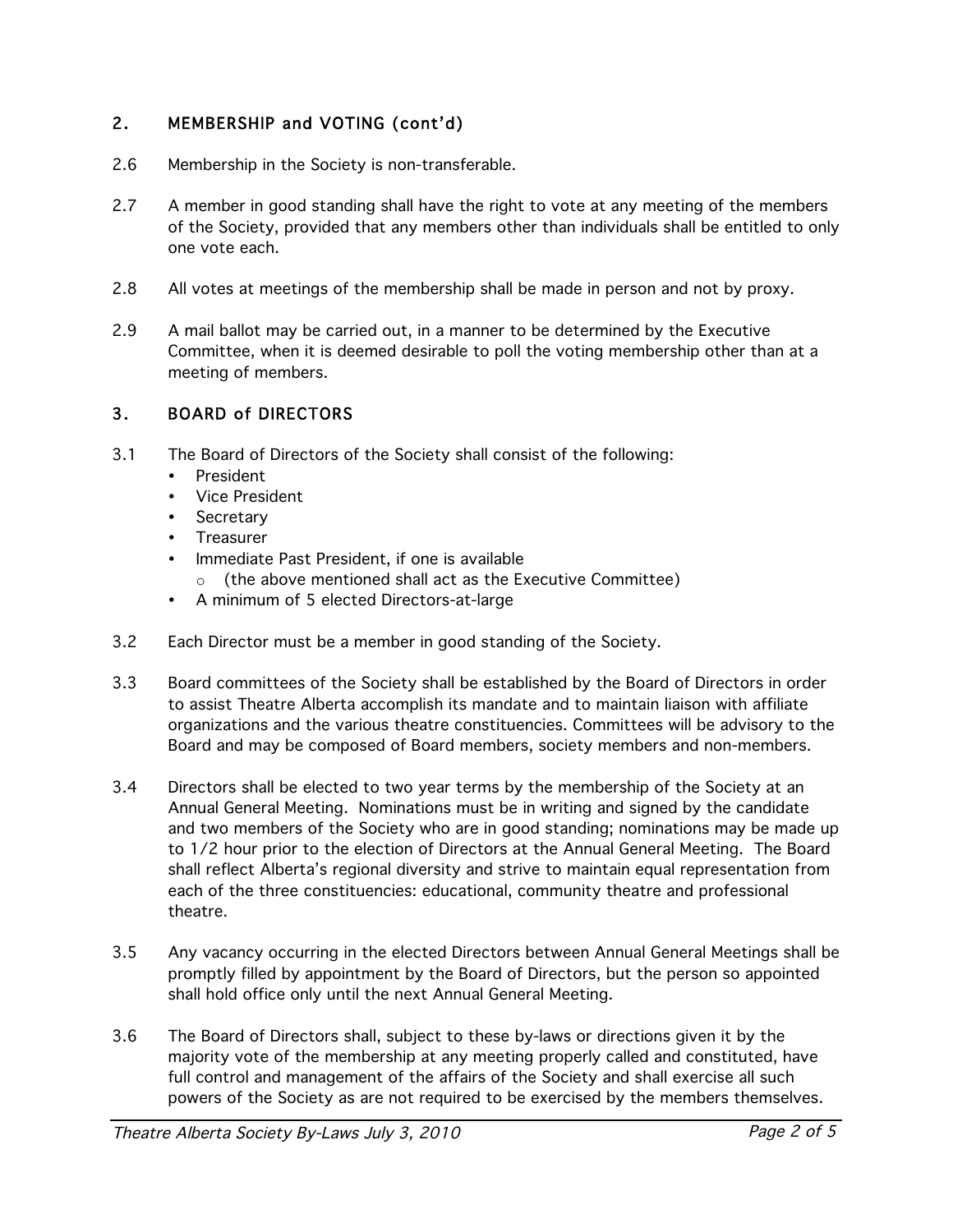## 2. MEMBERSHIP and VOTING (cont'd)

2.6 Membership in the Society is non-transferable.

2.7 A member in good standing shall have the right to vote at any meeting of the members of the Society, provided that any members other than individuals shall be entitled to only one vote each.

2.8 All votes at meetings of the membership shall be made in person and not by proxy.

2.9 A mail ballot may be carried out, in a manner to be determined by the Executive Committee, when it is deemed desirable to poll the voting membership other than at a meeting of members.

## 3. BOARD of DIRECTORS

3.1 The Board of Directors of the Society shall consist of the following:

- President
- Vice President
- Secretary
- Treasurer
- Immediate Past President, if one is available
  - (the above mentioned shall act as the Executive Committee)
- A minimum of 5 elected Directors-at-large

3.2 Each Director must be a member in good standing of the Society.

3.3 Board committees of the Society shall be established by the Board of Directors in order to assist Theatre Alberta accomplish its mandate and to maintain liaison with affiliate organizations and the various theatre constituencies. Committees will be advisory to the Board and may be composed of Board members, society members and non-members.

3.4 Directors shall be elected to two year terms by the membership of the Society at an Annual General Meeting. Nominations must be in writing and signed by the candidate and two members of the Society who are in good standing; nominations may be made up to 1/2 hour prior to the election of Directors at the Annual General Meeting. The Board shall reflect Alberta's regional diversity and strive to maintain equal representation from each of the three constituencies: educational, community theatre and professional theatre.

3.5 Any vacancy occurring in the elected Directors between Annual General Meetings shall be promptly filled by appointment by the Board of Directors, but the person so appointed shall hold office only until the next Annual General Meeting.

3.6 The Board of Directors shall, subject to these by-laws or directions given it by the majority vote of the membership at any meeting properly called and constituted, have full control and management of the affairs of the Society and shall exercise all such powers of the Society as are not required to be exercised by the members themselves.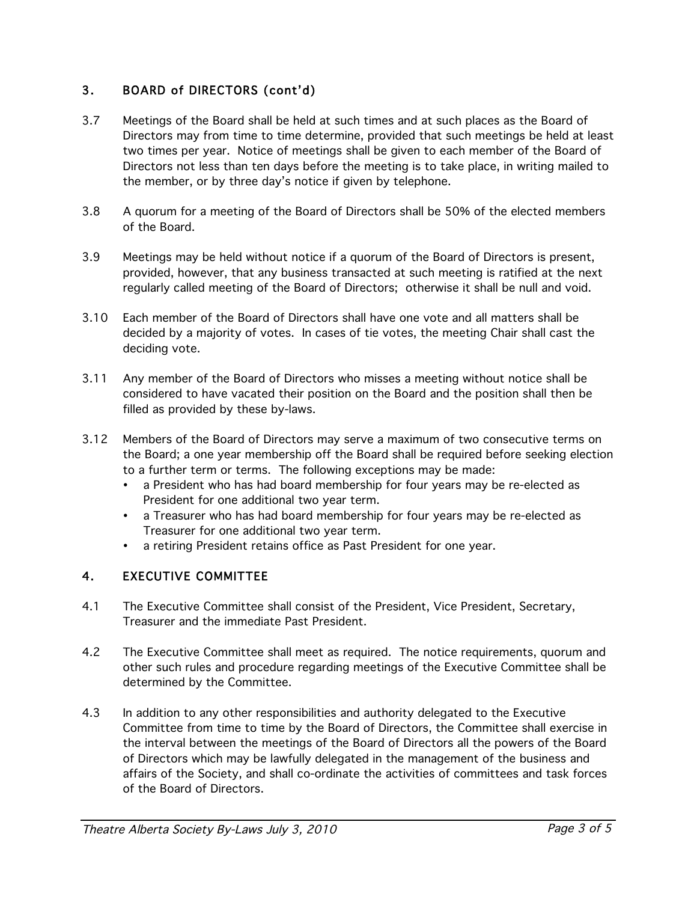## 3. BOARD of DIRECTORS (cont'd)

3.7 Meetings of the Board shall be held at such times and at such places as the Board of Directors may from time to time determine, provided that such meetings be held at least two times per year. Notice of meetings shall be given to each member of the Board of Directors not less than ten days before the meeting is to take place, in writing mailed to the member, or by three day's notice if given by telephone.

3.8 A quorum for a meeting of the Board of Directors shall be 50% of the elected members of the Board.

3.9 Meetings may be held without notice if a quorum of the Board of Directors is present, provided, however, that any business transacted at such meeting is ratified at the next regularly called meeting of the Board of Directors; otherwise it shall be null and void.

3.10 Each member of the Board of Directors shall have one vote and all matters shall be decided by a majority of votes. In cases of tie votes, the meeting Chair shall cast the deciding vote.

3.11 Any member of the Board of Directors who misses a meeting without notice shall be considered to have vacated their position on the Board and the position shall then be filled as provided by these by-laws.

3.12 Members of the Board of Directors may serve a maximum of two consecutive terms on the Board; a one year membership off the Board shall be required before seeking election to a further term or terms. The following exceptions may be made:

- a President who has had board membership for four years may be re-elected as President for one additional two year term.
- a Treasurer who has had board membership for four years may be re-elected as Treasurer for one additional two year term.
- a retiring President retains office as Past President for one year.

## 4. EXECUTIVE COMMITTEE

4.1 The Executive Committee shall consist of the President, Vice President, Secretary, Treasurer and the immediate Past President.

4.2 The Executive Committee shall meet as required. The notice requirements, quorum and other such rules and procedure regarding meetings of the Executive Committee shall be determined by the Committee.

4.3 In addition to any other responsibilities and authority delegated to the Executive Committee from time to time by the Board of Directors, the Committee shall exercise in the interval between the meetings of the Board of Directors all the powers of the Board of Directors which may be lawfully delegated in the management of the business and affairs of the Society, and shall co-ordinate the activities of committees and task forces of the Board of Directors.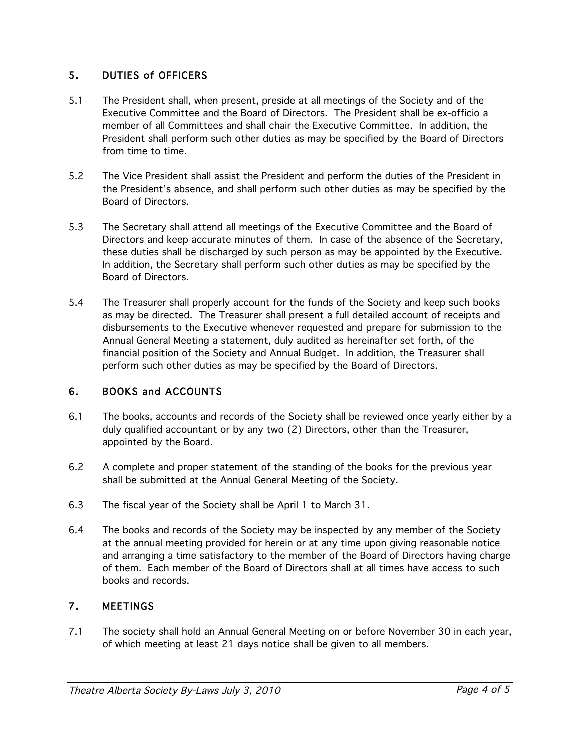## 5. DUTIES of OFFICERS

5.1 The President shall, when present, preside at all meetings of the Society and of the Executive Committee and the Board of Directors. The President shall be ex-officio a member of all Committees and shall chair the Executive Committee. In addition, the President shall perform such other duties as may be specified by the Board of Directors from time to time.

5.2 The Vice President shall assist the President and perform the duties of the President in the President's absence, and shall perform such other duties as may be specified by the Board of Directors.

5.3 The Secretary shall attend all meetings of the Executive Committee and the Board of Directors and keep accurate minutes of them. In case of the absence of the Secretary, these duties shall be discharged by such person as may be appointed by the Executive. In addition, the Secretary shall perform such other duties as may be specified by the Board of Directors.

5.4 The Treasurer shall properly account for the funds of the Society and keep such books as may be directed. The Treasurer shall present a full detailed account of receipts and disbursements to the Executive whenever requested and prepare for submission to the Annual General Meeting a statement, duly audited as hereinafter set forth, of the financial position of the Society and Annual Budget. In addition, the Treasurer shall perform such other duties as may be specified by the Board of Directors.

## 6. BOOKS and ACCOUNTS

6.1 The books, accounts and records of the Society shall be reviewed once yearly either by a duly qualified accountant or by any two (2) Directors, other than the Treasurer, appointed by the Board.

6.2 A complete and proper statement of the standing of the books for the previous year shall be submitted at the Annual General Meeting of the Society.

6.3 The fiscal year of the Society shall be April 1 to March 31.

6.4 The books and records of the Society may be inspected by any member of the Society at the annual meeting provided for herein or at any time upon giving reasonable notice and arranging a time satisfactory to the member of the Board of Directors having charge of them. Each member of the Board of Directors shall at all times have access to such books and records.

## 7. MEETINGS

7.1 The society shall hold an Annual General Meeting on or before November 30 in each year, of which meeting at least 21 days notice shall be given to all members.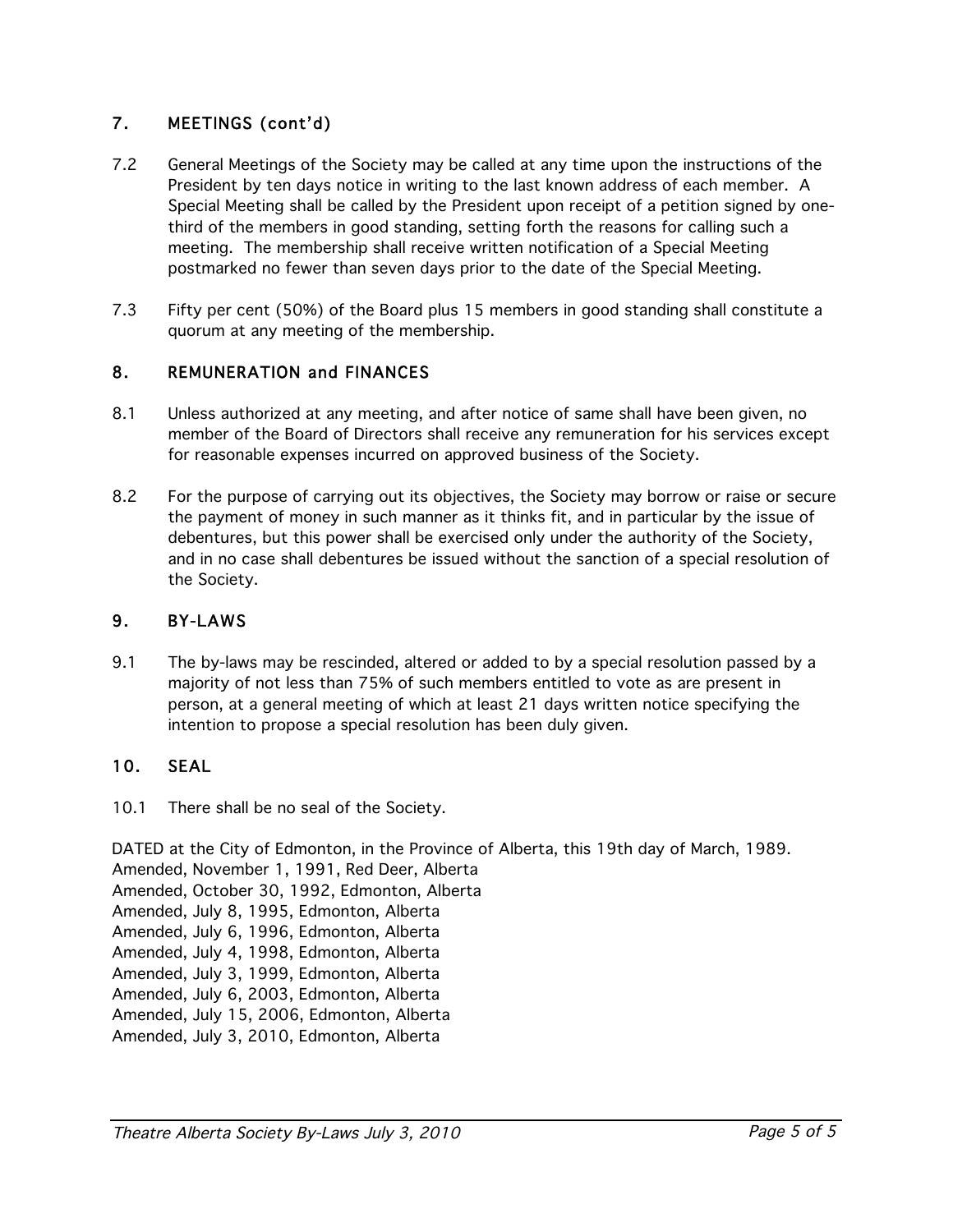## 7. MEETINGS (cont'd)

7.2 General Meetings of the Society may be called at any time upon the instructions of the President by ten days notice in writing to the last known address of each member. A Special Meeting shall be called by the President upon receipt of a petition signed by one-third of the members in good standing, setting forth the reasons for calling such a meeting. The membership shall receive written notification of a Special Meeting postmarked no fewer than seven days prior to the date of the Special Meeting.

7.3 Fifty per cent (50%) of the Board plus 15 members in good standing shall constitute a quorum at any meeting of the membership.

## 8. REMUNERATION and FINANCES

8.1 Unless authorized at any meeting, and after notice of same shall have been given, no member of the Board of Directors shall receive any remuneration for his services except for reasonable expenses incurred on approved business of the Society.

8.2 For the purpose of carrying out its objectives, the Society may borrow or raise or secure the payment of money in such manner as it thinks fit, and in particular by the issue of debentures, but this power shall be exercised only under the authority of the Society, and in no case shall debentures be issued without the sanction of a special resolution of the Society.

## 9. BY-LAWS

9.1 The by-laws may be rescinded, altered or added to by a special resolution passed by a majority of not less than 75% of such members entitled to vote as are present in person, at a general meeting of which at least 21 days written notice specifying the intention to propose a special resolution has been duly given.

## 10. SEAL

10.1 There shall be no seal of the Society.

DATED at the City of Edmonton, in the Province of Alberta, this 19th day of March, 1989.
Amended, November 1, 1991, Red Deer, Alberta
Amended, October 30, 1992, Edmonton, Alberta
Amended, July 8, 1995, Edmonton, Alberta
Amended, July 6, 1996, Edmonton, Alberta
Amended, July 4, 1998, Edmonton, Alberta
Amended, July 3, 1999, Edmonton, Alberta
Amended, July 6, 2003, Edmonton, Alberta
Amended, July 15, 2006, Edmonton, Alberta
Amended, July 3, 2010, Edmonton, Alberta